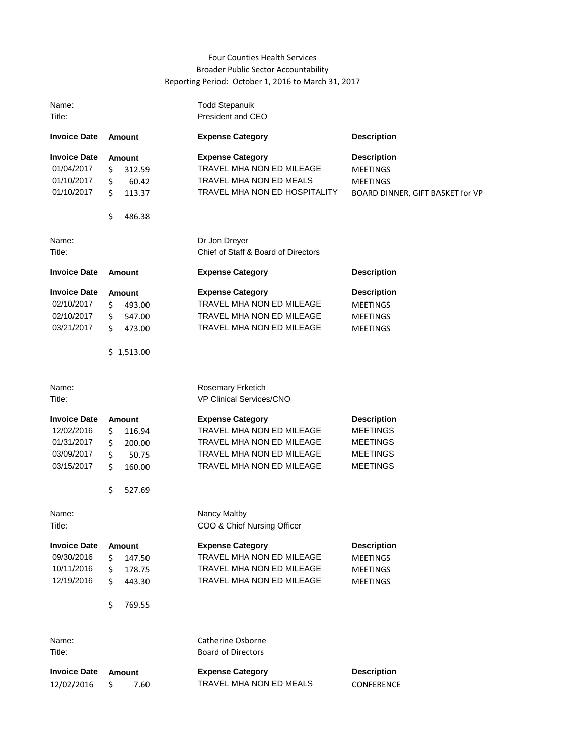Four Counties Health Services
Broader Public Sector Accountability
Reporting Period: October 1, 2016 to March 31, 2017

Name: Todd Stepanuik
Title: President and CEO

| Invoice Date | Amount | Expense Category | Description |
|---|---|---|---|
| Invoice Date | Amount | Expense Category | Description |
| 01/04/2017 | $ 312.59 | TRAVEL MHA NON ED MILEAGE | MEETINGS |
| 01/10/2017 | $ 60.42 | TRAVEL MHA NON ED MEALS | MEETINGS |
| 01/10/2017 | $ 113.37 | TRAVEL MHA NON ED HOSPITALITY | BOARD DINNER, GIFT BASKET for VP |
| | $ 486.38 | | |

Name: Dr Jon Dreyer
Title: Chief of Staff & Board of Directors

| Invoice Date | Amount | Expense Category | Description |
|---|---|---|---|
| Invoice Date | Amount | Expense Category | Description |
| 02/10/2017 | $ 493.00 | TRAVEL MHA NON ED MILEAGE | MEETINGS |
| 02/10/2017 | $ 547.00 | TRAVEL MHA NON ED MILEAGE | MEETINGS |
| 03/21/2017 | $ 473.00 | TRAVEL MHA NON ED MILEAGE | MEETINGS |
| | $ 1,513.00 | | |

Name: Rosemary Frketich
Title: VP Clinical Services/CNO

| Invoice Date | Amount | Expense Category | Description |
|---|---|---|---|
| 12/02/2016 | $ 116.94 | TRAVEL MHA NON ED MILEAGE | MEETINGS |
| 01/31/2017 | $ 200.00 | TRAVEL MHA NON ED MILEAGE | MEETINGS |
| 03/09/2017 | $ 50.75 | TRAVEL MHA NON ED MILEAGE | MEETINGS |
| 03/15/2017 | $ 160.00 | TRAVEL MHA NON ED MILEAGE | MEETINGS |
| | $ 527.69 | | |

Name: Nancy Maltby
Title: COO & Chief Nursing Officer

| Invoice Date | Amount | Expense Category | Description |
|---|---|---|---|
| 09/30/2016 | $ 147.50 | TRAVEL MHA NON ED MILEAGE | MEETINGS |
| 10/11/2016 | $ 178.75 | TRAVEL MHA NON ED MILEAGE | MEETINGS |
| 12/19/2016 | $ 443.30 | TRAVEL MHA NON ED MILEAGE | MEETINGS |
| | $ 769.55 | | |

Name: Catherine Osborne
Title: Board of Directors

| Invoice Date | Amount | Expense Category | Description |
|---|---|---|---|
| 12/02/2016 | $ 7.60 | TRAVEL MHA NON ED MEALS | CONFERENCE |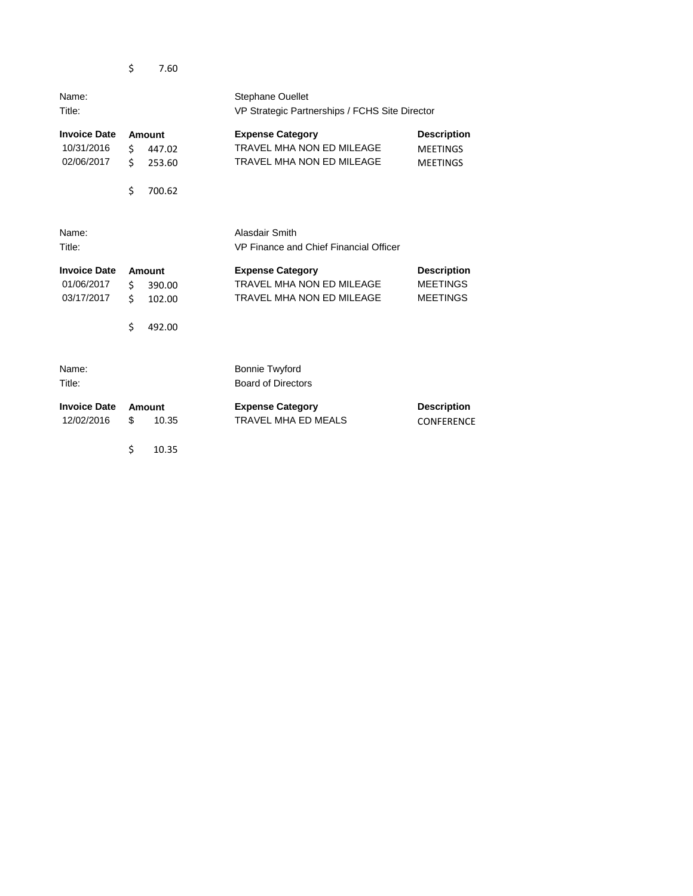$ 7.60

Name: Stephane Ouellet
Title: VP Strategic Partnerships / FCHS Site Director

| Invoice Date | Amount | Expense Category | Description |
|---|---|---|---|
| 10/31/2016 | $ 447.02 | TRAVEL MHA NON ED MILEAGE | MEETINGS |
| 02/06/2017 | $ 253.60 | TRAVEL MHA NON ED MILEAGE | MEETINGS |
| | $ 700.62 | | |

Name: Alasdair Smith
Title: VP Finance and Chief Financial Officer

| Invoice Date | Amount | Expense Category | Description |
|---|---|---|---|
| 01/06/2017 | $ 390.00 | TRAVEL MHA NON ED MILEAGE | MEETINGS |
| 03/17/2017 | $ 102.00 | TRAVEL MHA NON ED MILEAGE | MEETINGS |
| | $ 492.00 | | |

Name: Bonnie Twyford
Title: Board of Directors

| Invoice Date | Amount | Expense Category | Description |
|---|---|---|---|
| 12/02/2016 | $ 10.35 | TRAVEL MHA ED MEALS | CONFERENCE |
| | $ 10.35 | | |